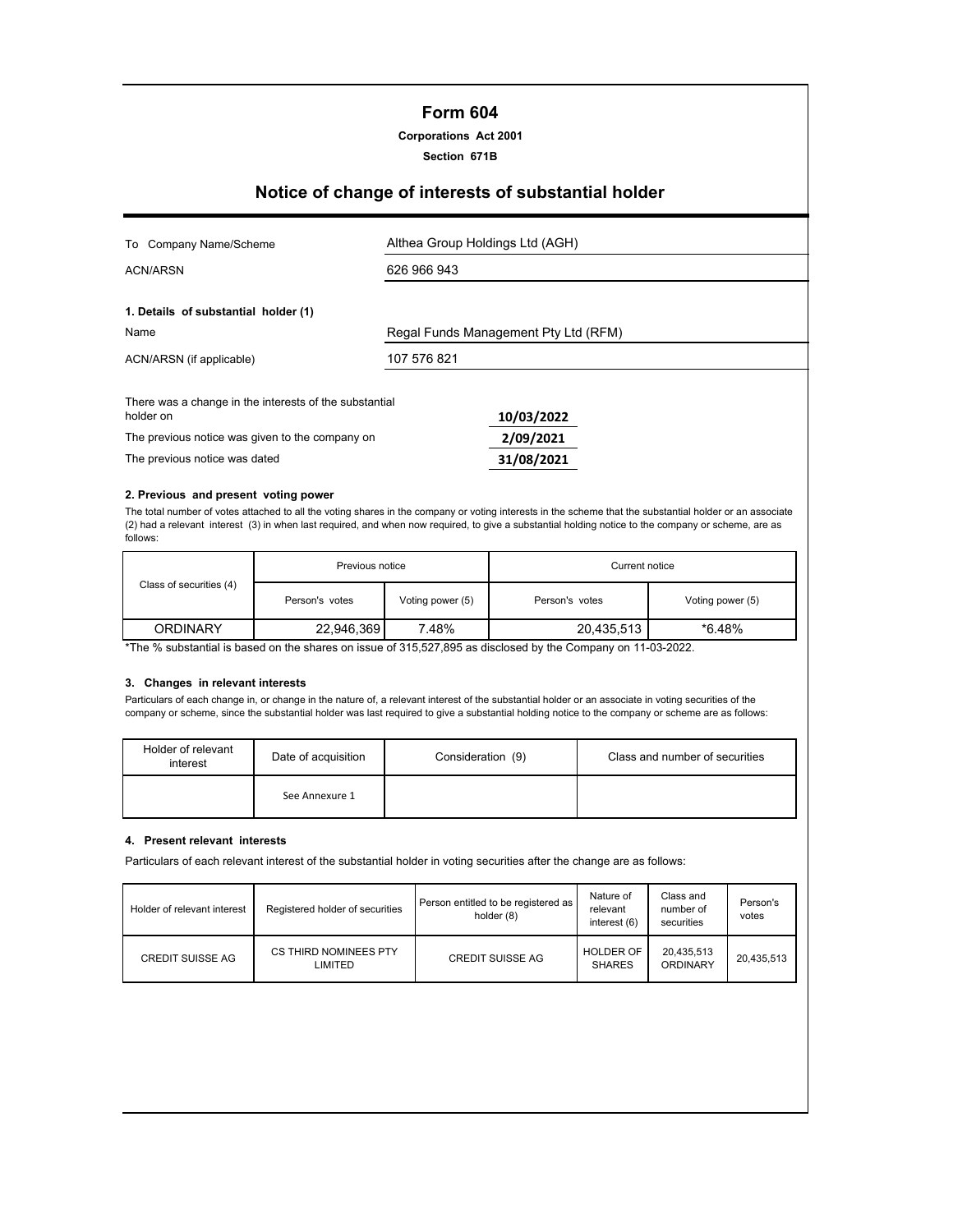# Form 604

**Corporations Act 2001**

**Section 671B**

## Notice of change of interests of substantial holder

| | |
|---|---|
| To Company Name/Scheme | Althea Group Holdings Ltd (AGH) |
| ACN/ARSN | 626 966 943 |

**1. Details of substantial holder (1)**

| | |
|---|---|
| Name | Regal Funds Management Pty Ltd (RFM) |
| ACN/ARSN (if applicable) | 107 576 821 |

| | |
|---|---|
| There was a change in the interests of the substantial holder on | **10/03/2022** |
| The previous notice was given to the company on | **2/09/2021** |
| The previous notice was dated | **31/08/2021** |

### 2. Previous and present voting power

The total number of votes attached to all the voting shares in the company or voting interests in the scheme that the substantial holder or an associate (2) had a relevant interest (3) in when last required, and when now required, to give a substantial holding notice to the company or scheme, are as follows:

| Class of securities (4) | Previous notice | | Current notice | |
|---|---|---|---|---|
| | Person's votes | Voting power (5) | Person's votes | Voting power (5) |
| ORDINARY | 22,946,369 | 7.48% | 20,435,513 | *6.48% |

*The % substantial is based on the shares on issue of 315,527,895 as disclosed by the Company on 11-03-2022.

### 3. Changes in relevant interests

Particulars of each change in, or change in the nature of, a relevant interest of the substantial holder or an associate in voting securities of the company or scheme, since the substantial holder was last required to give a substantial holding notice to the company or scheme are as follows:

| Holder of relevant interest | Date of acquisition | Consideration (9) | Class and number of securities |
|---|---|---|---|
| | See Annexure 1 | | |

### 4. Present relevant interests

Particulars of each relevant interest of the substantial holder in voting securities after the change are as follows:

| Holder of relevant interest | Registered holder of securities | Person entitled to be registered as holder (8) | Nature of relevant interest (6) | Class and number of securities | Person's votes |
|---|---|---|---|---|---|
| CREDIT SUISSE AG | CS THIRD NOMINEES PTY LIMITED | CREDIT SUISSE AG | HOLDER OF SHARES | 20,435,513 ORDINARY | 20,435,513 |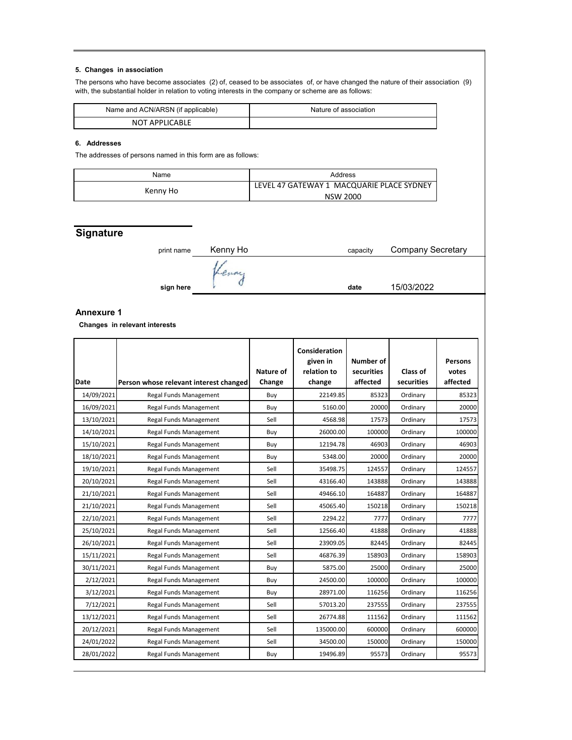**5. Changes in association**

The persons who have become associates (2) of, ceased to be associates of, or have changed the nature of their association (9) with, the substantial holder in relation to voting interests in the company or scheme are as follows:

| Name and ACN/ARSN (if applicable) | Nature of association |
| --- | --- |
| NOT APPLICABLE | |

**6. Addresses**

The addresses of persons named in this form are as follows:

| Name | Address |
| --- | --- |
| Kenny Ho | LEVEL 47 GATEWAY 1 MACQUARIE PLACE SYDNEY NSW 2000 |

## Signature

print name Kenny Ho capacity Company Secretary

**sign here** **date** 15/03/2022

### Annexure 1

**Changes in relevant interests**

| Date | Person whose relevant interest changed | Nature of Change | Consideration given in relation to change | Number of securities affected | Class of securities | Persons votes affected |
| --- | --- | --- | --- | --- | --- | --- |
| 14/09/2021 | Regal Funds Management | Buy | 22149.85 | 85323 | Ordinary | 85323 |
| 16/09/2021 | Regal Funds Management | Buy | 5160.00 | 20000 | Ordinary | 20000 |
| 13/10/2021 | Regal Funds Management | Sell | 4568.98 | 17573 | Ordinary | 17573 |
| 14/10/2021 | Regal Funds Management | Buy | 26000.00 | 100000 | Ordinary | 100000 |
| 15/10/2021 | Regal Funds Management | Buy | 12194.78 | 46903 | Ordinary | 46903 |
| 18/10/2021 | Regal Funds Management | Buy | 5348.00 | 20000 | Ordinary | 20000 |
| 19/10/2021 | Regal Funds Management | Sell | 35498.75 | 124557 | Ordinary | 124557 |
| 20/10/2021 | Regal Funds Management | Sell | 43166.40 | 143888 | Ordinary | 143888 |
| 21/10/2021 | Regal Funds Management | Sell | 49466.10 | 164887 | Ordinary | 164887 |
| 21/10/2021 | Regal Funds Management | Sell | 45065.40 | 150218 | Ordinary | 150218 |
| 22/10/2021 | Regal Funds Management | Sell | 2294.22 | 7777 | Ordinary | 7777 |
| 25/10/2021 | Regal Funds Management | Sell | 12566.40 | 41888 | Ordinary | 41888 |
| 26/10/2021 | Regal Funds Management | Sell | 23909.05 | 82445 | Ordinary | 82445 |
| 15/11/2021 | Regal Funds Management | Sell | 46876.39 | 158903 | Ordinary | 158903 |
| 30/11/2021 | Regal Funds Management | Buy | 5875.00 | 25000 | Ordinary | 25000 |
| 2/12/2021 | Regal Funds Management | Buy | 24500.00 | 100000 | Ordinary | 100000 |
| 3/12/2021 | Regal Funds Management | Buy | 28971.00 | 116256 | Ordinary | 116256 |
| 7/12/2021 | Regal Funds Management | Sell | 57013.20 | 237555 | Ordinary | 237555 |
| 13/12/2021 | Regal Funds Management | Sell | 26774.88 | 111562 | Ordinary | 111562 |
| 20/12/2021 | Regal Funds Management | Sell | 135000.00 | 600000 | Ordinary | 600000 |
| 24/01/2022 | Regal Funds Management | Sell | 34500.00 | 150000 | Ordinary | 150000 |
| 28/01/2022 | Regal Funds Management | Buy | 19496.89 | 95573 | Ordinary | 95573 |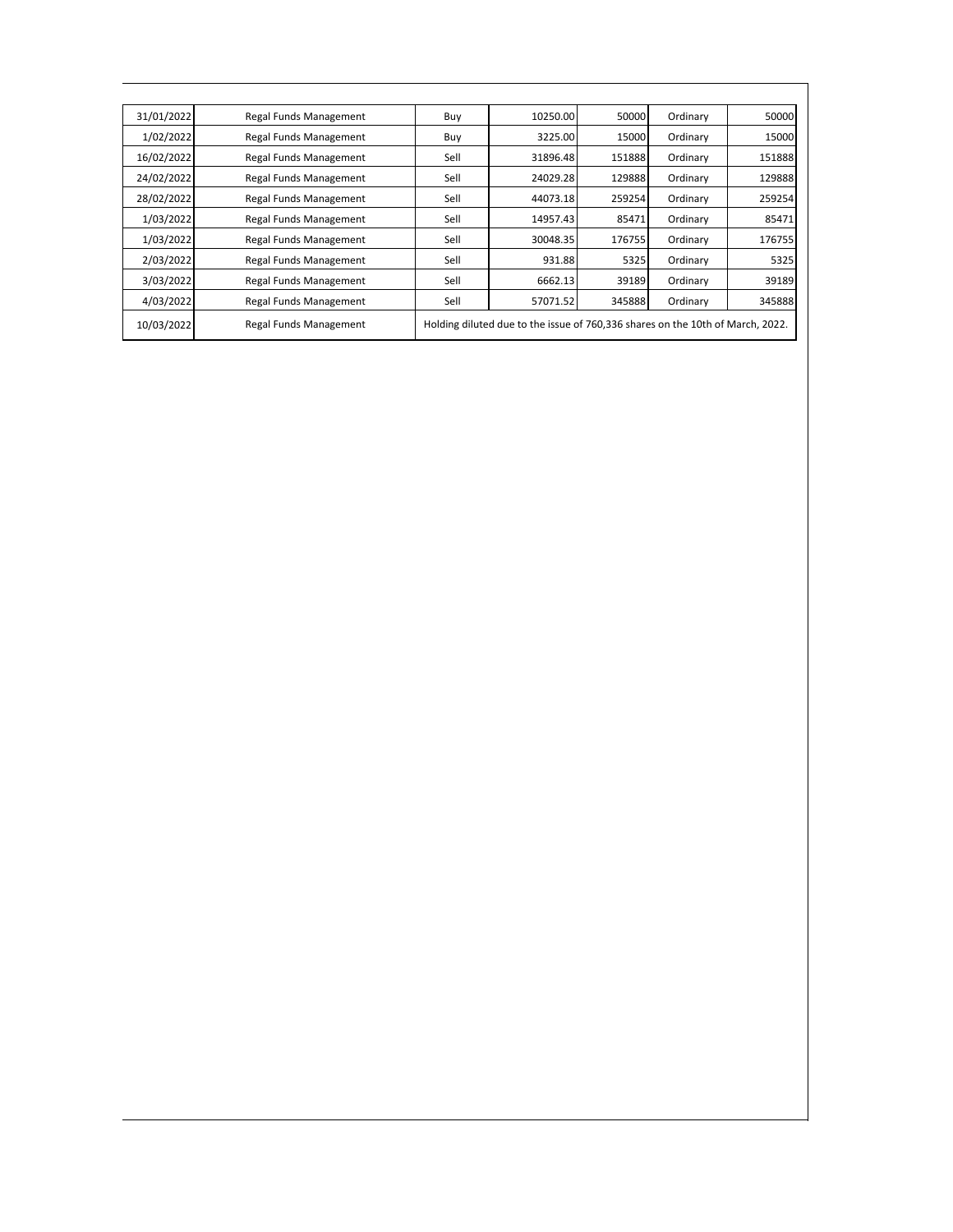| | | | | | | |
|---|---|---|---|---|---|---|
| 31/01/2022 | Regal Funds Management | Buy | 10250.00 | 50000 | Ordinary | 50000 |
| 1/02/2022 | Regal Funds Management | Buy | 3225.00 | 15000 | Ordinary | 15000 |
| 16/02/2022 | Regal Funds Management | Sell | 31896.48 | 151888 | Ordinary | 151888 |
| 24/02/2022 | Regal Funds Management | Sell | 24029.28 | 129888 | Ordinary | 129888 |
| 28/02/2022 | Regal Funds Management | Sell | 44073.18 | 259254 | Ordinary | 259254 |
| 1/03/2022 | Regal Funds Management | Sell | 14957.43 | 85471 | Ordinary | 85471 |
| 1/03/2022 | Regal Funds Management | Sell | 30048.35 | 176755 | Ordinary | 176755 |
| 2/03/2022 | Regal Funds Management | Sell | 931.88 | 5325 | Ordinary | 5325 |
| 3/03/2022 | Regal Funds Management | Sell | 6662.13 | 39189 | Ordinary | 39189 |
| 4/03/2022 | Regal Funds Management | Sell | 57071.52 | 345888 | Ordinary | 345888 |
| 10/03/2022 | Regal Funds Management | Holding diluted due to the issue of 760,336 shares on the 10th of March, 2022. | | | | |